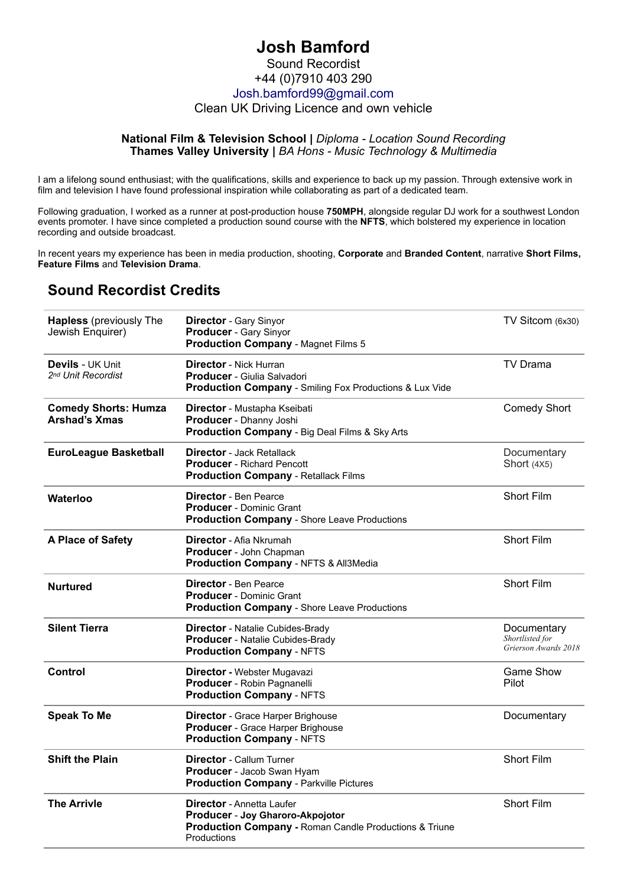# Josh Bamford

Sound Recordist
+44 (0)7910 403 290
Josh.bamford99@gmail.com
Clean UK Driving Licence and own vehicle

**National Film & Television School |** *Diploma - Location Sound Recording*
**Thames Valley University |** *BA Hons - Music Technology & Multimedia*

I am a lifelong sound enthusiast; with the qualifications, skills and experience to back up my passion. Through extensive work in film and television I have found professional inspiration while collaborating as part of a dedicated team.

Following graduation, I worked as a runner at post-production house **750MPH**, alongside regular DJ work for a southwest London events promoter. I have since completed a production sound course with the **NFTS**, which bolstered my experience in location recording and outside broadcast.

In recent years my experience has been in media production, shooting, **Corporate** and **Branded Content**, narrative **Short Films, Feature Films** and **Television Drama**.

## Sound Recordist Credits

| | | |
|---|---|---|
| **Hapless** (previously The Jewish Enquirer) | **Director** - Gary Sinyor<br>**Producer** - Gary Sinyor<br>**Production Company** - Magnet Films 5 | TV Sitcom (6x30) |
| **Devils** - UK Unit<br>*2nd Unit Recordist* | **Director** - Nick Hurran<br>**Producer** - Giulia Salvadori<br>**Production Company** - Smiling Fox Productions & Lux Vide | TV Drama |
| **Comedy Shorts: Humza Arshad's Xmas** | **Director** - Mustapha Kseibati<br>**Producer** - Dhanny Joshi<br>**Production Company** - Big Deal Films & Sky Arts | Comedy Short |
| **EuroLeague Basketball** | **Director** - Jack Retallack<br>**Producer** - Richard Pencott<br>**Production Company** - Retallack Films | Documentary Short (4X5) |
| **Waterloo** | **Director** - Ben Pearce<br>**Producer** - Dominic Grant<br>**Production Company** - Shore Leave Productions | Short Film |
| **A Place of Safety** | **Director** - Afia Nkrumah<br>**Producer** - John Chapman<br>**Production Company** - NFTS & All3Media | Short Film |
| **Nurtured** | **Director** - Ben Pearce<br>**Producer** - Dominic Grant<br>**Production Company** - Shore Leave Productions | Short Film |
| **Silent Tierra** | **Director** - Natalie Cubides-Brady<br>**Producer** - Natalie Cubides-Brady<br>**Production Company** - NFTS | Documentary<br>*Shortlisted for Grierson Awards 2018* |
| **Control** | **Director -** Webster Mugavazi<br>**Producer** - Robin Pagnanelli<br>**Production Company** - NFTS | Game Show Pilot |
| **Speak To Me** | **Director** - Grace Harper Brighouse<br>**Producer** - Grace Harper Brighouse<br>**Production Company** - NFTS | Documentary |
| **Shift the Plain** | **Director** - Callum Turner<br>**Producer** - Jacob Swan Hyam<br>**Production Company** - Parkville Pictures | Short Film |
| **The Arrivle** | **Director** - Annetta Laufer<br>**Producer** - **Joy Gharoro-Akpojotor**<br>**Production Company -** Roman Candle Productions & Triune Productions | Short Film |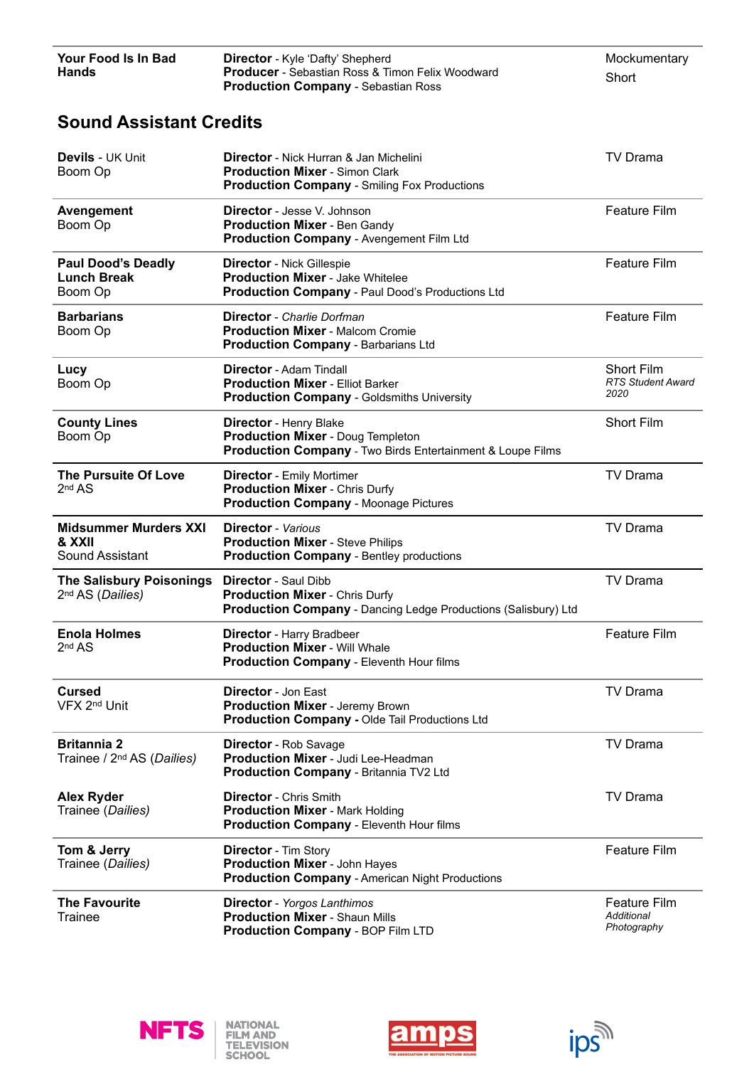| | | |
|---|---|---|
| **Your Food Is In Bad Hands** | **Director** - Kyle 'Dafty' Shepherd<br>**Producer** - Sebastian Ross & Timon Felix Woodward<br>**Production Company** - Sebastian Ross | Mockumentary Short |

## Sound Assistant Credits

| | | |
|---|---|---|
| **Devils** - UK Unit<br>Boom Op | **Director** - Nick Hurran & Jan Michelini<br>**Production Mixer** - Simon Clark<br>**Production Company** - Smiling Fox Productions | TV Drama |
| **Avengement**<br>Boom Op | **Director** - Jesse V. Johnson<br>**Production Mixer** - Ben Gandy<br>**Production Company** - Avengement Film Ltd | Feature Film |
| **Paul Dood's Deadly Lunch Break**<br>Boom Op | **Director** - Nick Gillespie<br>**Production Mixer** - Jake Whitelee<br>**Production Company** - Paul Dood's Productions Ltd | Feature Film |
| **Barbarians**<br>Boom Op | **Director** - *Charlie Dorfman*<br>**Production Mixer** - Malcom Cromie<br>**Production Company** - Barbarians Ltd | Feature Film |
| **Lucy**<br>Boom Op | **Director** - Adam Tindall<br>**Production Mixer** - Elliot Barker<br>**Production Company** - Goldsmiths University | Short Film<br>*RTS Student Award 2020* |
| **County Lines**<br>Boom Op | **Director** - Henry Blake<br>**Production Mixer** - Doug Templeton<br>**Production Company** - Two Birds Entertainment & Loupe Films | Short Film |
| **The Pursuite Of Love**<br>2nd AS | **Director** - Emily Mortimer<br>**Production Mixer** - Chris Durfy<br>**Production Company** - Moonage Pictures | TV Drama |
| **Midsummer Murders XXI & XXII**<br>Sound Assistant | **Director** - *Various*<br>**Production Mixer** - Steve Philips<br>**Production Company** - Bentley productions | TV Drama |
| **The Salisbury Poisonings**<br>2nd AS (*Dailies)* | **Director** - Saul Dibb<br>**Production Mixer** - Chris Durfy<br>**Production Company** - Dancing Ledge Productions (Salisbury) Ltd | TV Drama |
| **Enola Holmes**<br>2nd AS | **Director** - Harry Bradbeer<br>**Production Mixer** - Will Whale<br>**Production Company** - Eleventh Hour films | Feature Film |
| **Cursed**<br>VFX 2nd Unit | **Director** - Jon East<br>**Production Mixer** - Jeremy Brown<br>**Production Company** - Olde Tail Productions Ltd | TV Drama |
| **Britannia 2**<br>Trainee / 2nd AS (*Dailies)* | **Director** - Rob Savage<br>**Production Mixer** - Judi Lee-Headman<br>**Production Company** - Britannia TV2 Ltd | TV Drama |
| **Alex Ryder**<br>Trainee (*Dailies)* | **Director** - Chris Smith<br>**Production Mixer** - Mark Holding<br>**Production Company** - Eleventh Hour films | TV Drama |
| **Tom & Jerry**<br>Trainee (*Dailies)* | **Director** - Tim Story<br>**Production Mixer** - John Hayes<br>**Production Company** - American Night Productions | Feature Film |
| **The Favourite**<br>Trainee | **Director** - *Yorgos Lanthimos*<br>**Production Mixer** - Shaun Mills<br>**Production Company** - BOP Film LTD | Feature Film<br>*Additional Photography* |

NFTS NATIONAL FILM AND TELEVISION SCHOOL

amps THE ASSOCIATION OF MOTION PICTURE SOUND

ips